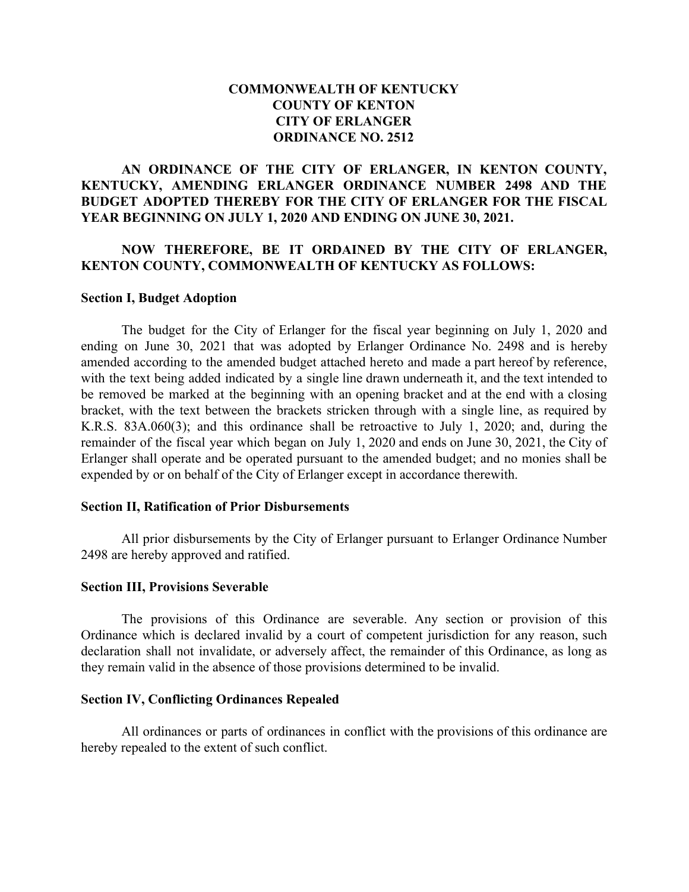**COMMONWEALTH OF KENTUCKY**
**COUNTY OF KENTON**
**CITY OF ERLANGER**
**ORDINANCE NO. 2512**

**AN ORDINANCE OF THE CITY OF ERLANGER, IN KENTON COUNTY, KENTUCKY, AMENDING ERLANGER ORDINANCE NUMBER 2498 AND THE BUDGET ADOPTED THEREBY FOR THE CITY OF ERLANGER FOR THE FISCAL YEAR BEGINNING ON JULY 1, 2020 AND ENDING ON JUNE 30, 2021.**

**NOW THEREFORE, BE IT ORDAINED BY THE CITY OF ERLANGER, KENTON COUNTY, COMMONWEALTH OF KENTUCKY AS FOLLOWS:**

**Section I, Budget Adoption**

The budget for the City of Erlanger for the fiscal year beginning on July 1, 2020 and ending on June 30, 2021 that was adopted by Erlanger Ordinance No. 2498 and is hereby amended according to the amended budget attached hereto and made a part hereof by reference, with the text being added indicated by a single line drawn underneath it, and the text intended to be removed be marked at the beginning with an opening bracket and at the end with a closing bracket, with the text between the brackets stricken through with a single line, as required by K.R.S. 83A.060(3); and this ordinance shall be retroactive to July 1, 2020; and, during the remainder of the fiscal year which began on July 1, 2020 and ends on June 30, 2021, the City of Erlanger shall operate and be operated pursuant to the amended budget; and no monies shall be expended by or on behalf of the City of Erlanger except in accordance therewith.

**Section II, Ratification of Prior Disbursements**

All prior disbursements by the City of Erlanger pursuant to Erlanger Ordinance Number 2498 are hereby approved and ratified.

**Section III, Provisions Severable**

The provisions of this Ordinance are severable. Any section or provision of this Ordinance which is declared invalid by a court of competent jurisdiction for any reason, such declaration shall not invalidate, or adversely affect, the remainder of this Ordinance, as long as they remain valid in the absence of those provisions determined to be invalid.

**Section IV, Conflicting Ordinances Repealed**

All ordinances or parts of ordinances in conflict with the provisions of this ordinance are hereby repealed to the extent of such conflict.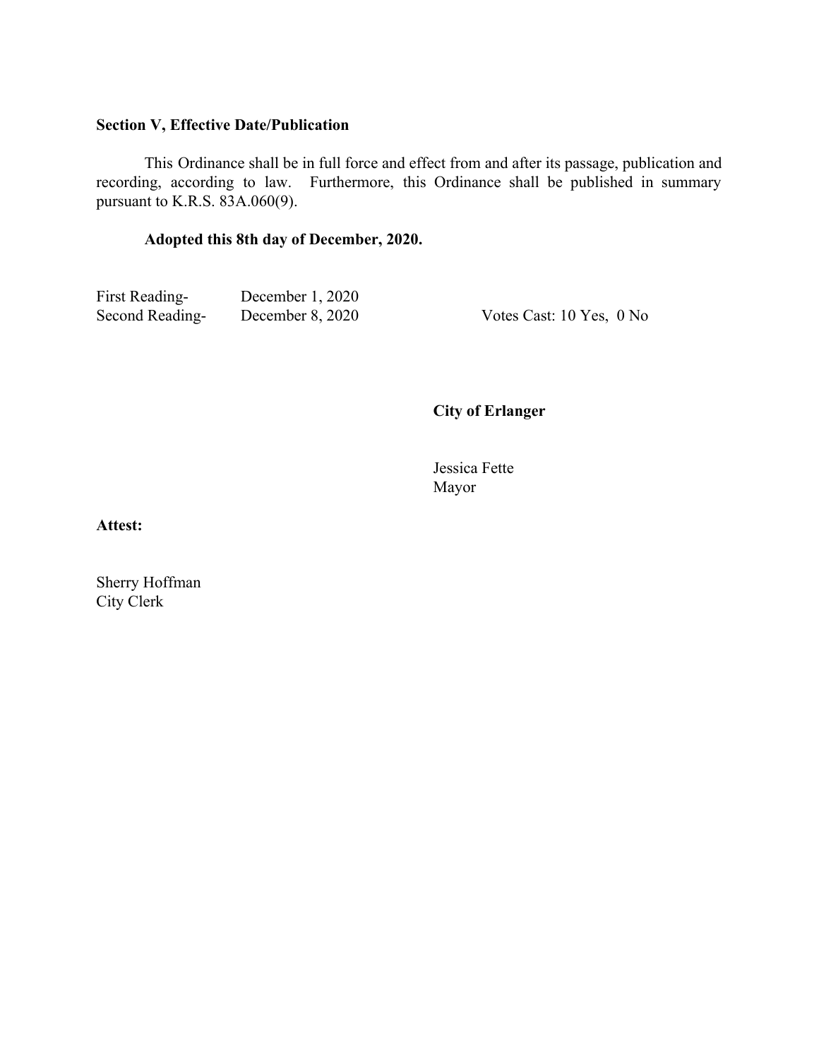**Section V, Effective Date/Publication**

This Ordinance shall be in full force and effect from and after its passage, publication and recording, according to law. Furthermore, this Ordinance shall be published in summary pursuant to K.R.S. 83A.060(9).

**Adopted this 8th day of December, 2020.**

First Reading- December 1, 2020
Second Reading- December 8, 2020 Votes Cast: 10 Yes, 0 No

**City of Erlanger**

Jessica Fette
Mayor

**Attest:**

Sherry Hoffman
City Clerk